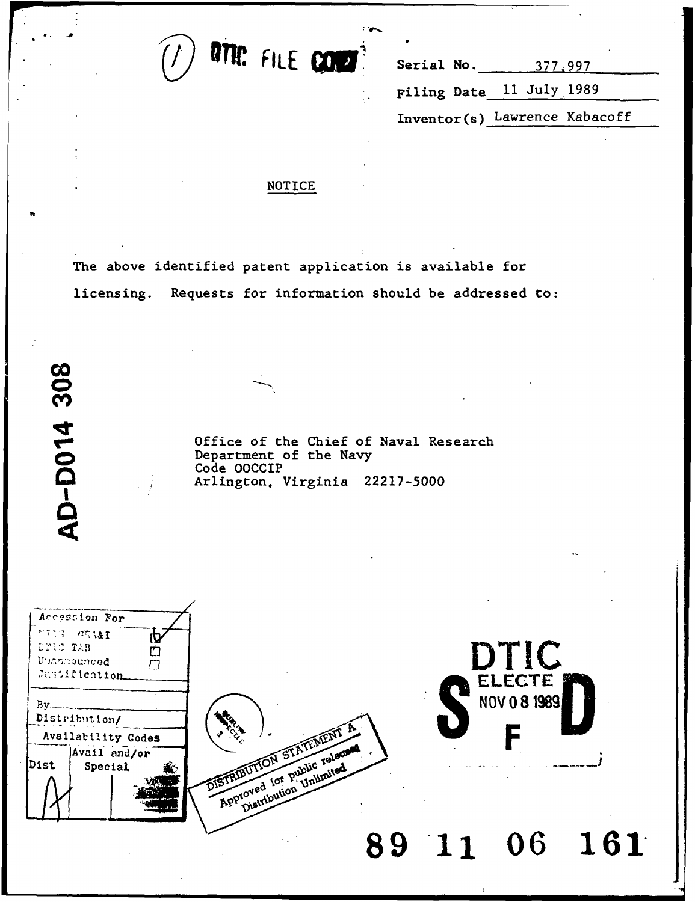DTIC FILE COPY

Serial No. 377,997

Filing Date 11 July 1989

Inventor(s) Lawrence Kabacoff

AD-D014 308

NOTICE

The above identified patent application is available for licensing. Requests for information should be addressed to:

Office of the Chief of Naval Research
Department of the Navy
Code OOCCIP
Arlington, Virginia 22217-5000

| Accession For | |
|---|---|
| NTIS GRA&I | ☑ |
| DTIC TAB | ☐ |
| Unannounced | ☐ |
| Justification | |
| By | |
| Distribution/ | |
| Availability Codes | |
| Dist | Avail and/or Special |
| A-1 | |

DISTRIBUTION STATEMENT A
Approved for public release
Distribution Unlimited

DTIC ELECTE NOV 08 1989 S F D

89 11 06 161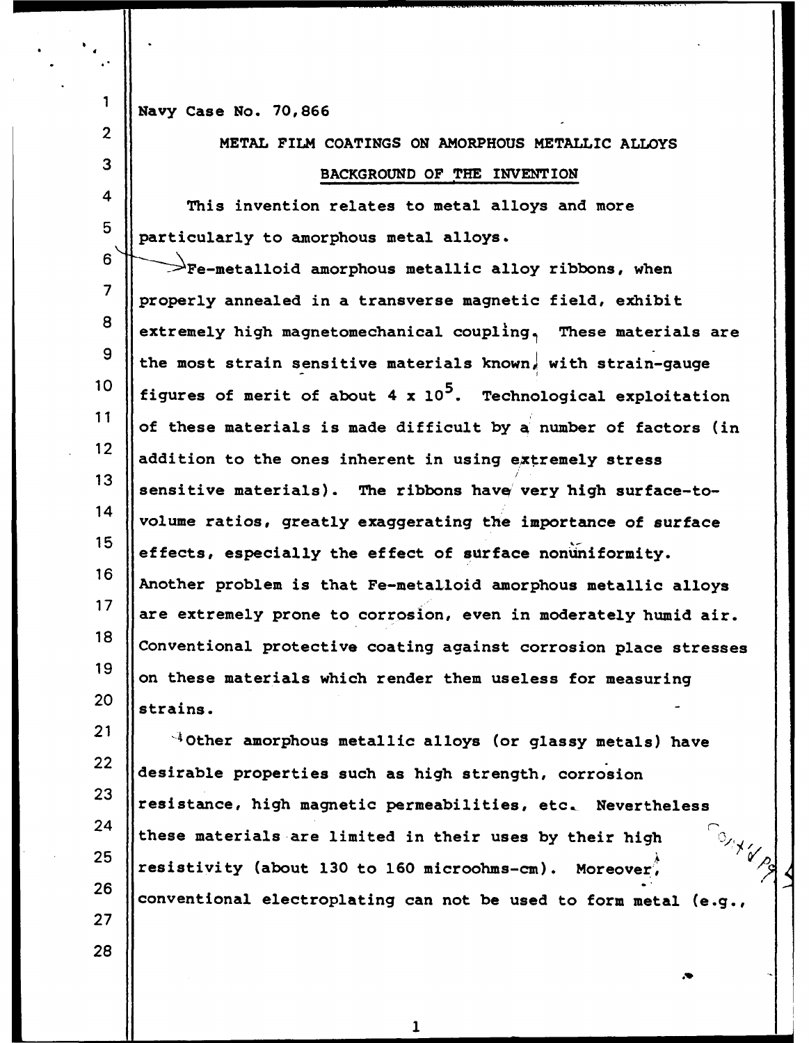Navy Case No. 70,866

# METAL FILM COATINGS ON AMORPHOUS METALLIC ALLOYS

## BACKGROUND OF THE INVENTION

This invention relates to metal alloys and more particularly to amorphous metal alloys.

Fe-metalloid amorphous metallic alloy ribbons, when properly annealed in a transverse magnetic field, exhibit extremely high magnetomechanical coupling. These materials are the most strain sensitive materials known, with strain-gauge figures of merit of about $4 \times 10^5$. Technological exploitation of these materials is made difficult by a number of factors (in addition to the ones inherent in using extremely stress sensitive materials). The ribbons have very high surface-to-volume ratios, greatly exaggerating the importance of surface effects, especially the effect of surface nonuniformity. Another problem is that Fe-metalloid amorphous metallic alloys are extremely prone to corrosion, even in moderately humid air. Conventional protective coating against corrosion place stresses on these materials which render them useless for measuring strains.

Other amorphous metallic alloys (or glassy metals) have desirable properties such as high strength, corrosion resistance, high magnetic permeabilities, etc. Nevertheless these materials are limited in their uses by their high resistivity (about 130 to 160 microohms-cm). Moreover, conventional electroplating can not be used to form metal (e.g.,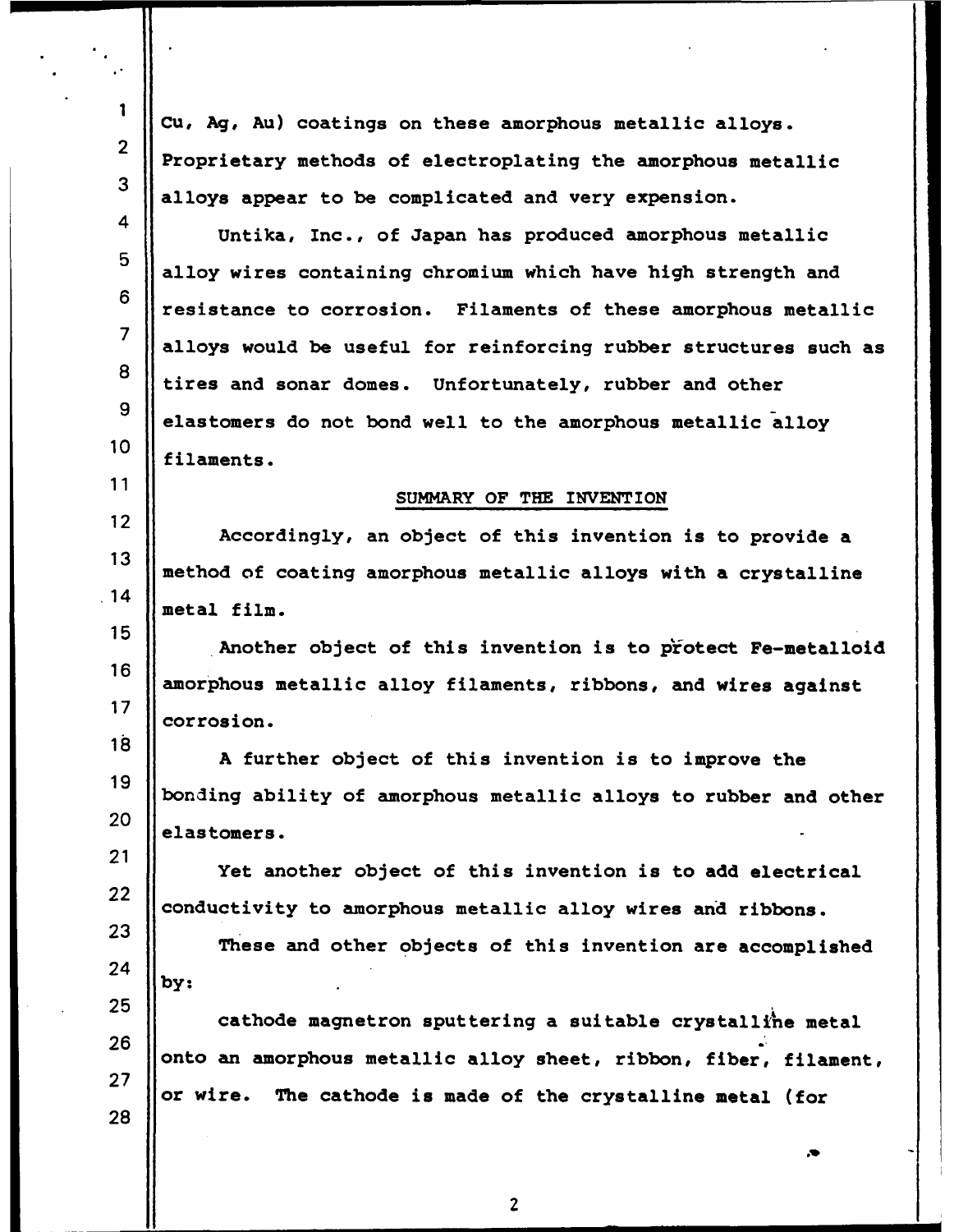Cu, Ag, Au) coatings on these amorphous metallic alloys. Proprietary methods of electroplating the amorphous metallic alloys appear to be complicated and very expension.

Untika, Inc., of Japan has produced amorphous metallic alloy wires containing chromium which have high strength and resistance to corrosion. Filaments of these amorphous metallic alloys would be useful for reinforcing rubber structures such as tires and sonar domes. Unfortunately, rubber and other elastomers do not bond well to the amorphous metallic alloy filaments.

## SUMMARY OF THE INVENTION

Accordingly, an object of this invention is to provide a method of coating amorphous metallic alloys with a crystalline metal film.

Another object of this invention is to protect Fe-metalloid amorphous metallic alloy filaments, ribbons, and wires against corrosion.

A further object of this invention is to improve the bonding ability of amorphous metallic alloys to rubber and other elastomers.

Yet another object of this invention is to add electrical conductivity to amorphous metallic alloy wires and ribbons.

These and other objects of this invention are accomplished by:

cathode magnetron sputtering a suitable crystalline metal onto an amorphous metallic alloy sheet, ribbon, fiber, filament, or wire. The cathode is made of the crystalline metal (for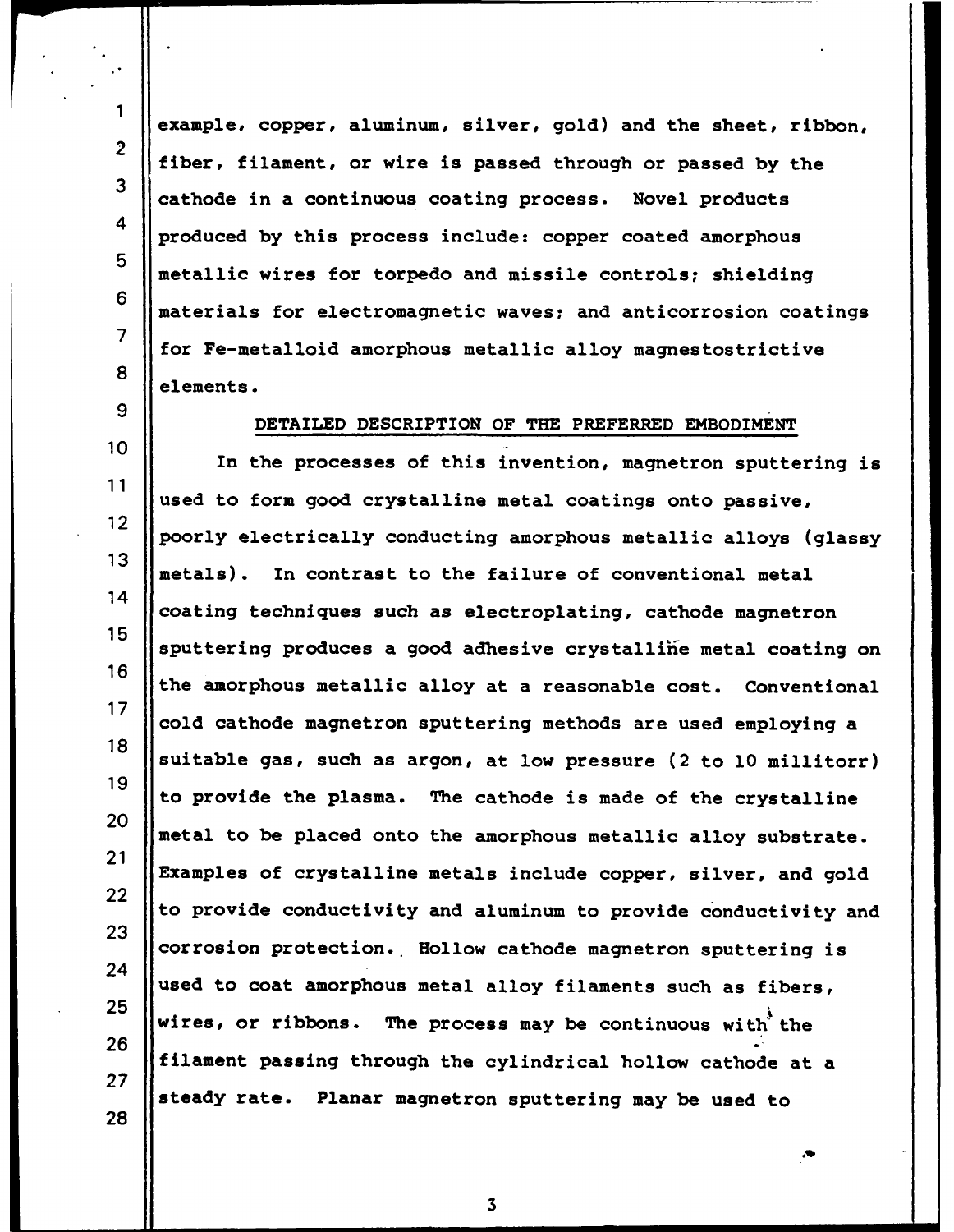example, copper, aluminum, silver, gold) and the sheet, ribbon, fiber, filament, or wire is passed through or passed by the cathode in a continuous coating process. Novel products produced by this process include: copper coated amorphous metallic wires for torpedo and missile controls; shielding materials for electromagnetic waves; and anticorrosion coatings for Fe-metalloid amorphous metallic alloy magnestostrictive elements.

## DETAILED DESCRIPTION OF THE PREFERRED EMBODIMENT

In the processes of this invention, magnetron sputtering is used to form good crystalline metal coatings onto passive, poorly electrically conducting amorphous metallic alloys (glassy metals). In contrast to the failure of conventional metal coating techniques such as electroplating, cathode magnetron sputtering produces a good adhesive crystalline metal coating on the amorphous metallic alloy at a reasonable cost. Conventional cold cathode magnetron sputtering methods are used employing a suitable gas, such as argon, at low pressure (2 to 10 millitorr) to provide the plasma. The cathode is made of the crystalline metal to be placed onto the amorphous metallic alloy substrate. Examples of crystalline metals include copper, silver, and gold to provide conductivity and aluminum to provide conductivity and corrosion protection. Hollow cathode magnetron sputtering is used to coat amorphous metal alloy filaments such as fibers, wires, or ribbons. The process may be continuous with the filament passing through the cylindrical hollow cathode at a steady rate. Planar magnetron sputtering may be used to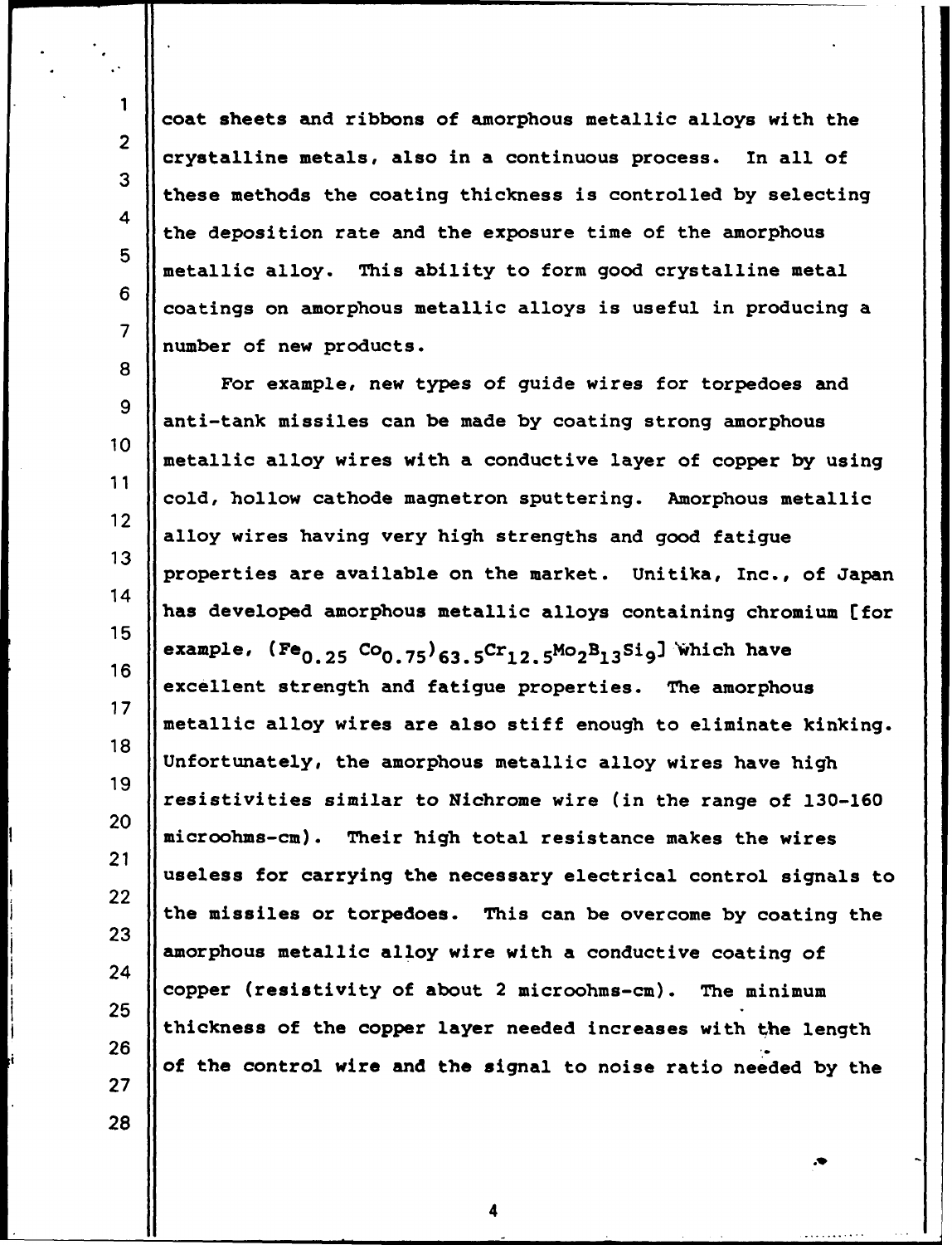coat sheets and ribbons of amorphous metallic alloys with the crystalline metals, also in a continuous process. In all of these methods the coating thickness is controlled by selecting the deposition rate and the exposure time of the amorphous metallic alloy. This ability to form good crystalline metal coatings on amorphous metallic alloys is useful in producing a number of new products.

For example, new types of guide wires for torpedoes and anti-tank missiles can be made by coating strong amorphous metallic alloy wires with a conductive layer of copper by using cold, hollow cathode magnetron sputtering. Amorphous metallic alloy wires having very high strengths and good fatigue properties are available on the market. Unitika, Inc., of Japan has developed amorphous metallic alloys containing chromium [for example, $(Fe_{0.25}\,Co_{0.75})_{63.5}Cr_{12.5}Mo_2B_{13}Si_9$] which have excellent strength and fatigue properties. The amorphous metallic alloy wires are also stiff enough to eliminate kinking. Unfortunately, the amorphous metallic alloy wires have high resistivities similar to Nichrome wire (in the range of 130-160 microohms-cm). Their high total resistance makes the wires useless for carrying the necessary electrical control signals to the missiles or torpedoes. This can be overcome by coating the amorphous metallic alloy wire with a conductive coating of copper (resistivity of about 2 microohms-cm). The minimum thickness of the copper layer needed increases with the length of the control wire and the signal to noise ratio needed by the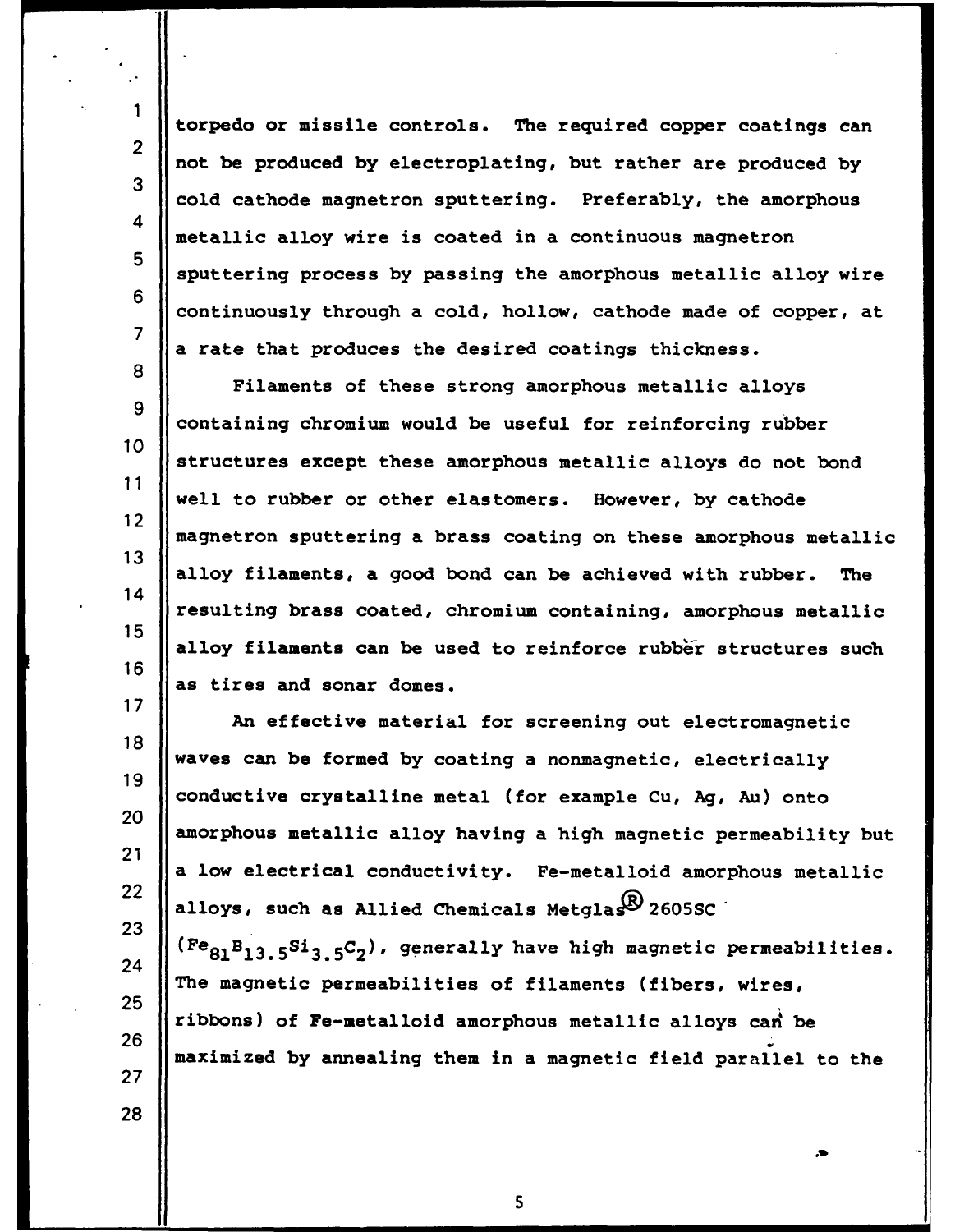torpedo or missile controls. The required copper coatings can not be produced by electroplating, but rather are produced by cold cathode magnetron sputtering. Preferably, the amorphous metallic alloy wire is coated in a continuous magnetron sputtering process by passing the amorphous metallic alloy wire continuously through a cold, hollow, cathode made of copper, at a rate that produces the desired coatings thickness.

Filaments of these strong amorphous metallic alloys containing chromium would be useful for reinforcing rubber structures except these amorphous metallic alloys do not bond well to rubber or other elastomers. However, by cathode magnetron sputtering a brass coating on these amorphous metallic alloy filaments, a good bond can be achieved with rubber. The resulting brass coated, chromium containing, amorphous metallic alloy filaments can be used to reinforce rubber structures such as tires and sonar domes.

An effective material for screening out electromagnetic waves can be formed by coating a nonmagnetic, electrically conductive crystalline metal (for example Cu, Ag, Au) onto amorphous metallic alloy having a high magnetic permeability but a low electrical conductivity. Fe-metalloid amorphous metallic alloys, such as Allied Chemicals Metglas® 2605SC ($Fe_{81}B_{13.5}Si_{3.5}C_2$), generally have high magnetic permeabilities. The magnetic permeabilities of filaments (fibers, wires, ribbons) of Fe-metalloid amorphous metallic alloys can be maximized by annealing them in a magnetic field parallel to the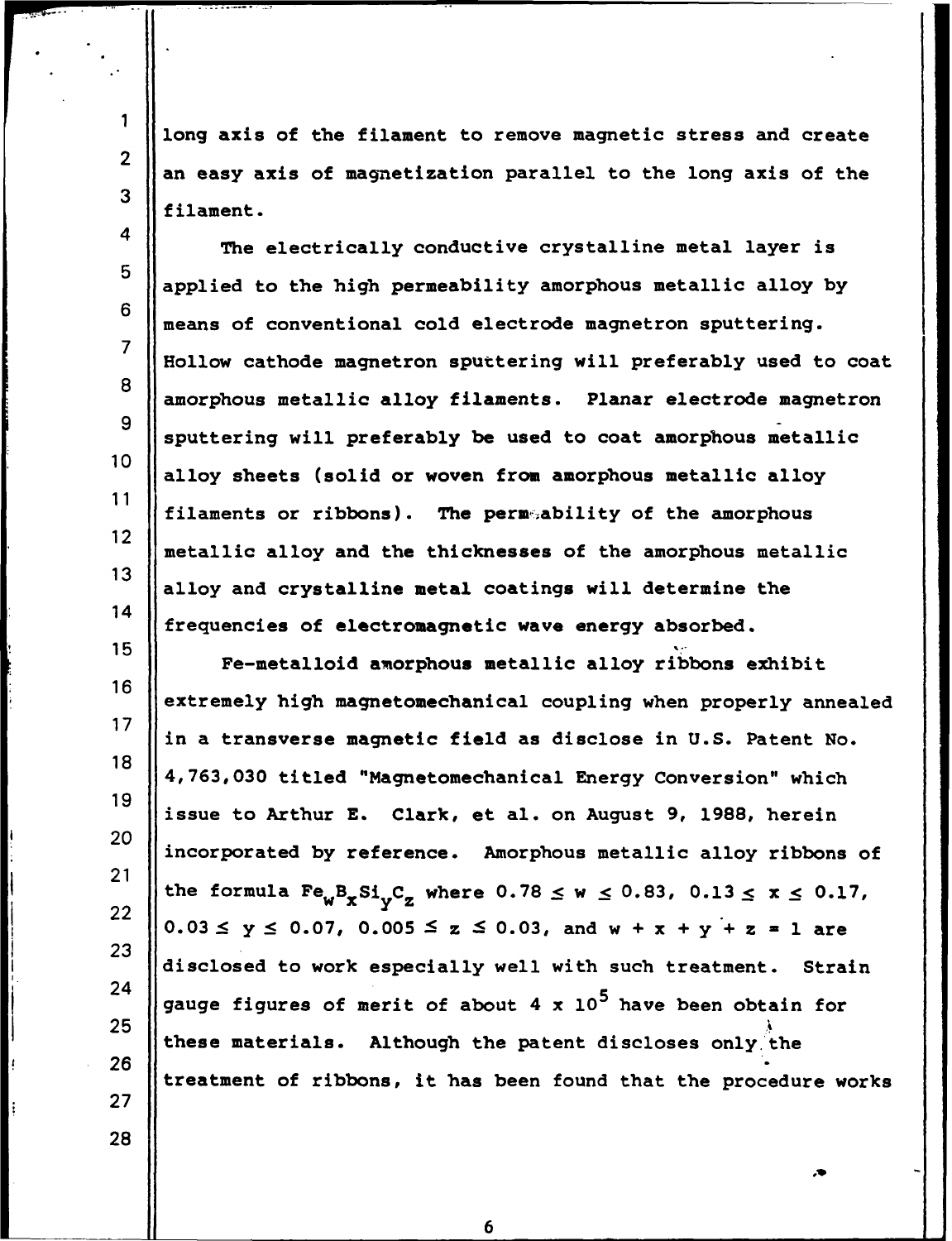long axis of the filament to remove magnetic stress and create an easy axis of magnetization parallel to the long axis of the filament.

The electrically conductive crystalline metal layer is applied to the high permeability amorphous metallic alloy by means of conventional cold electrode magnetron sputtering. Hollow cathode magnetron sputtering will preferably used to coat amorphous metallic alloy filaments. Planar electrode magnetron sputtering will preferably be used to coat amorphous metallic alloy sheets (solid or woven from amorphous metallic alloy filaments or ribbons). The permeability of the amorphous metallic alloy and the thicknesses of the amorphous metallic alloy and crystalline metal coatings will determine the frequencies of electromagnetic wave energy absorbed.

Fe-metalloid amorphous metallic alloy ribbons exhibit extremely high magnetomechanical coupling when properly annealed in a transverse magnetic field as disclose in U.S. Patent No. 4,763,030 titled "Magnetomechanical Energy Conversion" which issue to Arthur E. Clark, et al. on August 9, 1988, herein incorporated by reference. Amorphous metallic alloy ribbons of the formula $Fe_wB_xSi_yC_z$ where $0.78 \le w \le 0.83$, $0.13 \le x \le 0.17$, $0.03 \le y \le 0.07$, $0.005 \le z \le 0.03$, and $w + x + y + z = 1$ are disclosed to work especially well with such treatment. Strain gauge figures of merit of about $4 \times 10^5$ have been obtain for these materials. Although the patent discloses only the treatment of ribbons, it has been found that the procedure works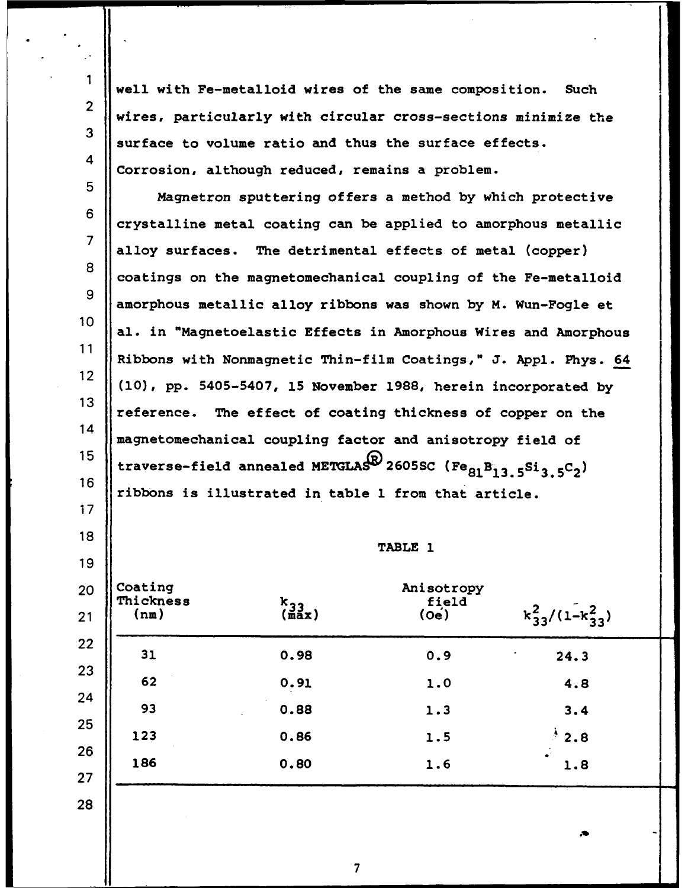well with Fe-metalloid wires of the same composition. Such wires, particularly with circular cross-sections minimize the surface to volume ratio and thus the surface effects. Corrosion, although reduced, remains a problem.

Magnetron sputtering offers a method by which protective crystalline metal coating can be applied to amorphous metallic alloy surfaces. The detrimental effects of metal (copper) coatings on the magnetomechanical coupling of the Fe-metalloid amorphous metallic alloy ribbons was shown by M. Wun-Fogle et al. in "Magnetoelastic Effects in Amorphous Wires and Amorphous Ribbons with Nonmagnetic Thin-film Coatings," J. Appl. Phys. 64 (10), pp. 5405-5407, 15 November 1988, herein incorporated by reference. The effect of coating thickness of copper on the magnetomechanical coupling factor and anisotropy field of traverse-field annealed METGLAS® 2605SC ($Fe_{81}B_{13.5}Si_{3.5}C_2$) ribbons is illustrated in table 1 from that article.

TABLE 1

| Coating Thickness (nm) | $k_{33}$ (max) | Anisotropy field (Oe) | $k_{33}^2/(1-k_{33}^2)$ |
|---|---|---|---|
| 31 | 0.98 | 0.9 | 24.3 |
| 62 | 0.91 | 1.0 | 4.8 |
| 93 | 0.88 | 1.3 | 3.4 |
| 123 | 0.86 | 1.5 | 2.8 |
| 186 | 0.80 | 1.6 | 1.8 |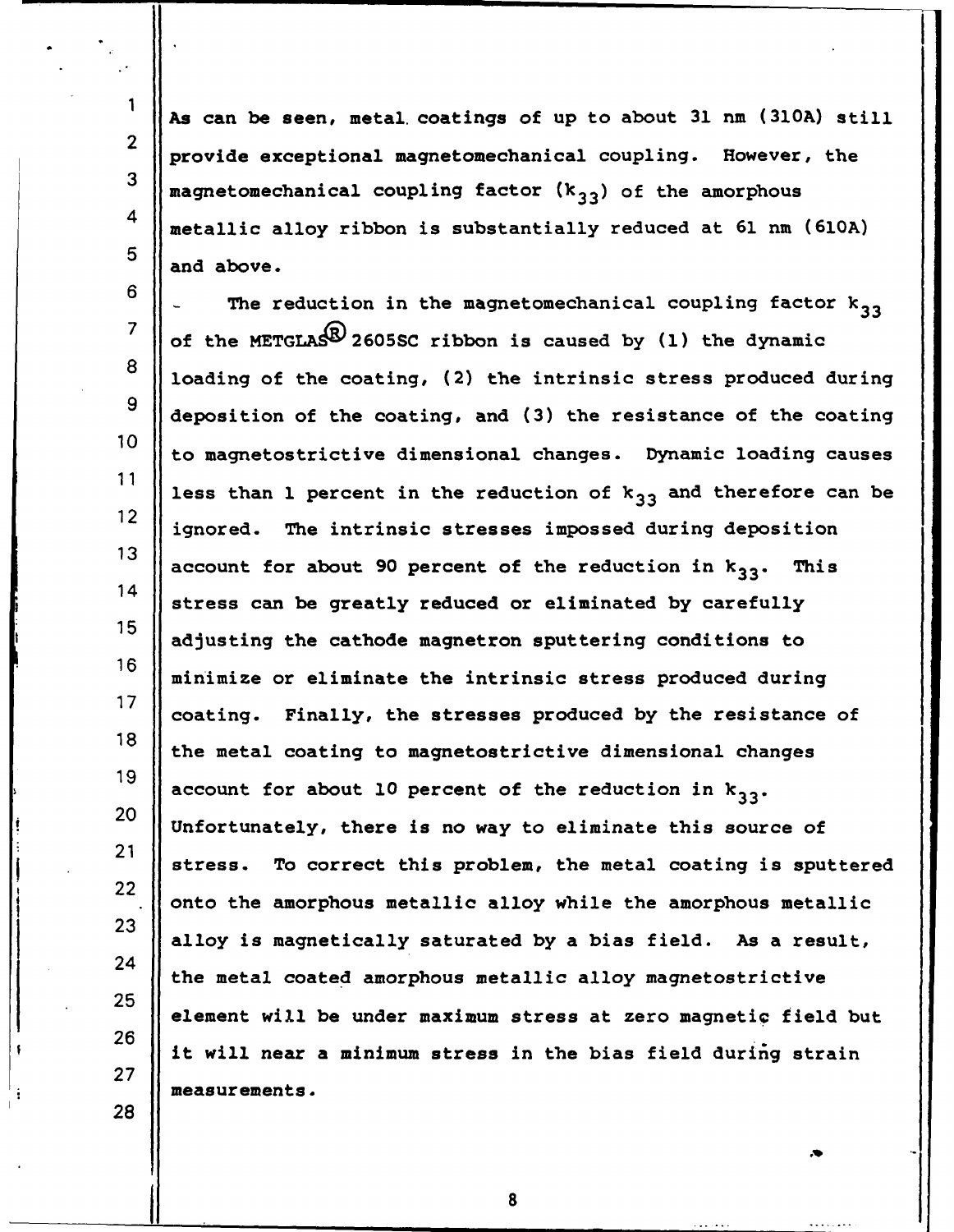As can be seen, metal coatings of up to about 31 nm (310A) still provide exceptional magnetomechanical coupling. However, the magnetomechanical coupling factor ($k_{33}$) of the amorphous metallic alloy ribbon is substantially reduced at 61 nm (610A) and above.

The reduction in the magnetomechanical coupling factor $k_{33}$ of the METGLAS® 2605SC ribbon is caused by (1) the dynamic loading of the coating, (2) the intrinsic stress produced during deposition of the coating, and (3) the resistance of the coating to magnetostrictive dimensional changes. Dynamic loading causes less than 1 percent in the reduction of $k_{33}$ and therefore can be ignored. The intrinsic stresses impossed during deposition account for about 90 percent of the reduction in $k_{33}$. This stress can be greatly reduced or eliminated by carefully adjusting the cathode magnetron sputtering conditions to minimize or eliminate the intrinsic stress produced during coating. Finally, the stresses produced by the resistance of the metal coating to magnetostrictive dimensional changes account for about 10 percent of the reduction in $k_{33}$. Unfortunately, there is no way to eliminate this source of stress. To correct this problem, the metal coating is sputtered onto the amorphous metallic alloy while the amorphous metallic alloy is magnetically saturated by a bias field. As a result, the metal coated amorphous metallic alloy magnetostrictive element will be under maximum stress at zero magnetic field but it will near a minimum stress in the bias field during strain measurements.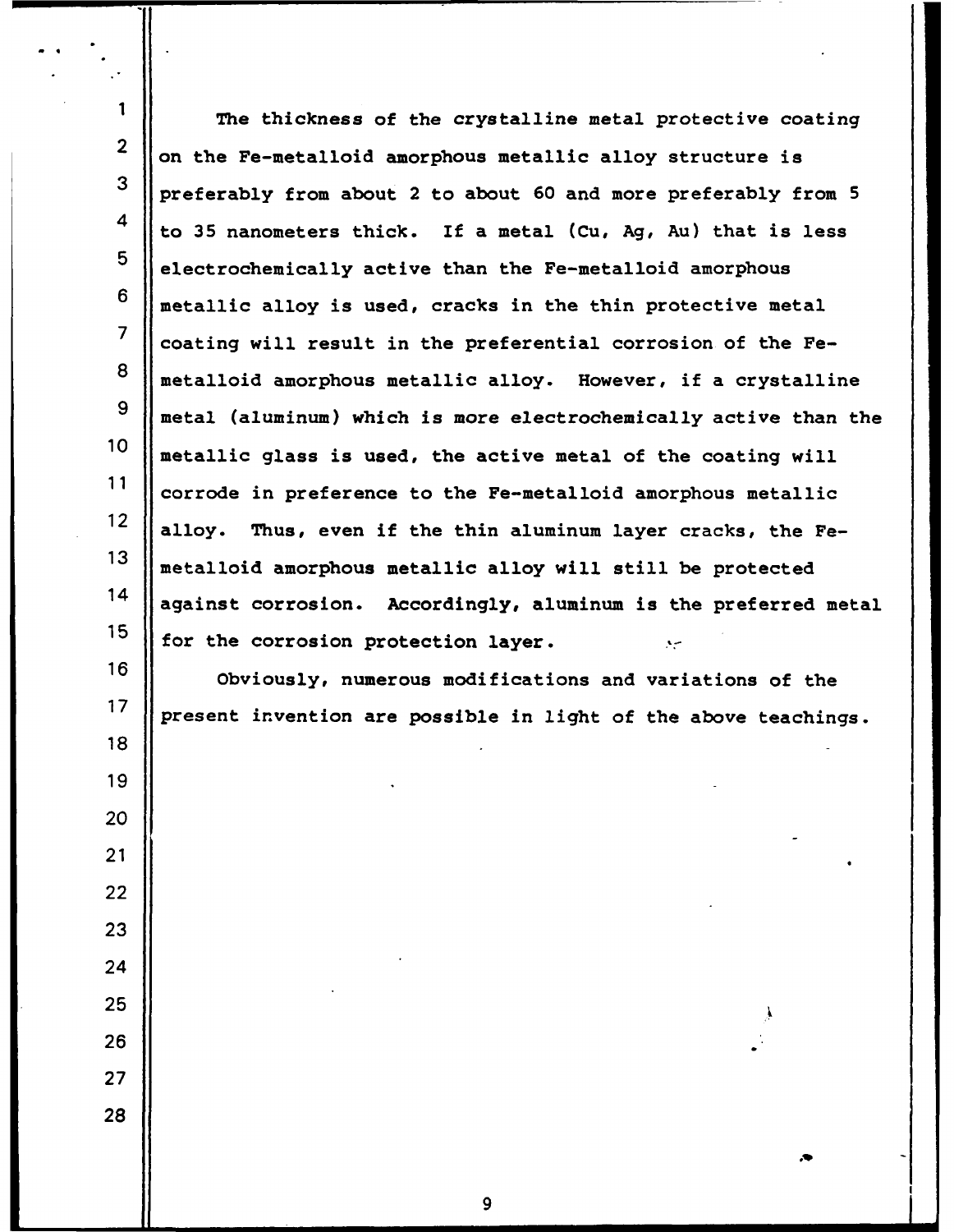The thickness of the crystalline metal protective coating on the Fe-metalloid amorphous metallic alloy structure is preferably from about 2 to about 60 and more preferably from 5 to 35 nanometers thick. If a metal (Cu, Ag, Au) that is less electrochemically active than the Fe-metalloid amorphous metallic alloy is used, cracks in the thin protective metal coating will result in the preferential corrosion of the Fe-metalloid amorphous metallic alloy. However, if a crystalline metal (aluminum) which is more electrochemically active than the metallic glass is used, the active metal of the coating will corrode in preference to the Fe-metalloid amorphous metallic alloy. Thus, even if the thin aluminum layer cracks, the Fe-metalloid amorphous metallic alloy will still be protected against corrosion. Accordingly, aluminum is the preferred metal for the corrosion protection layer.

Obviously, numerous modifications and variations of the present invention are possible in light of the above teachings.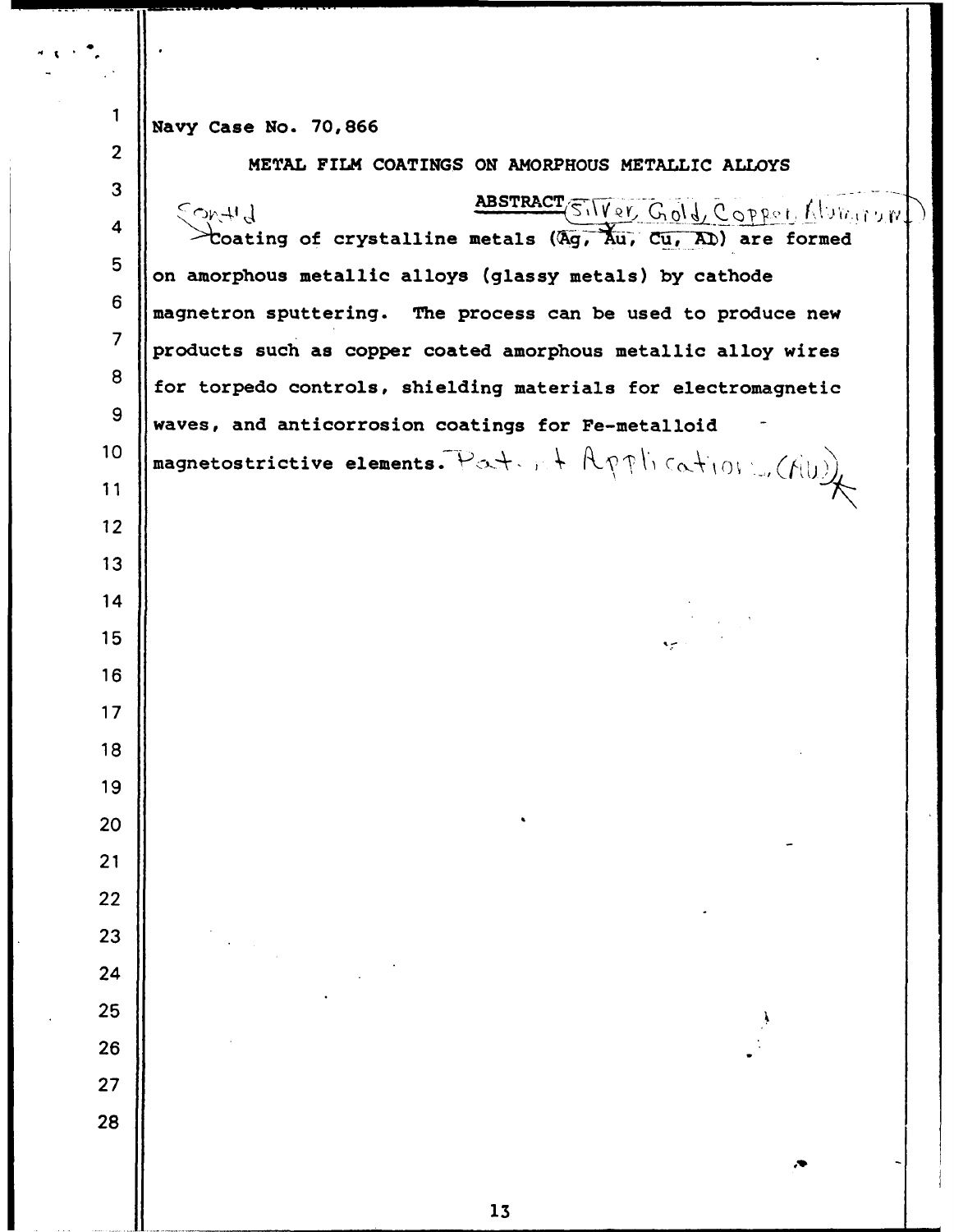Navy Case No. 70,866

METAL FILM COATINGS ON AMORPHOUS METALLIC ALLOYS

**ABSTRACT**

Coating of crystalline metals (Ag, Au, Cu, Al) are formed on amorphous metallic alloys (glassy metals) by cathode magnetron sputtering. The process can be used to produce new products such as copper coated amorphous metallic alloy wires for torpedo controls, shielding materials for electromagnetic waves, and anticorrosion coatings for Fe-metalloid magnetostrictive elements.